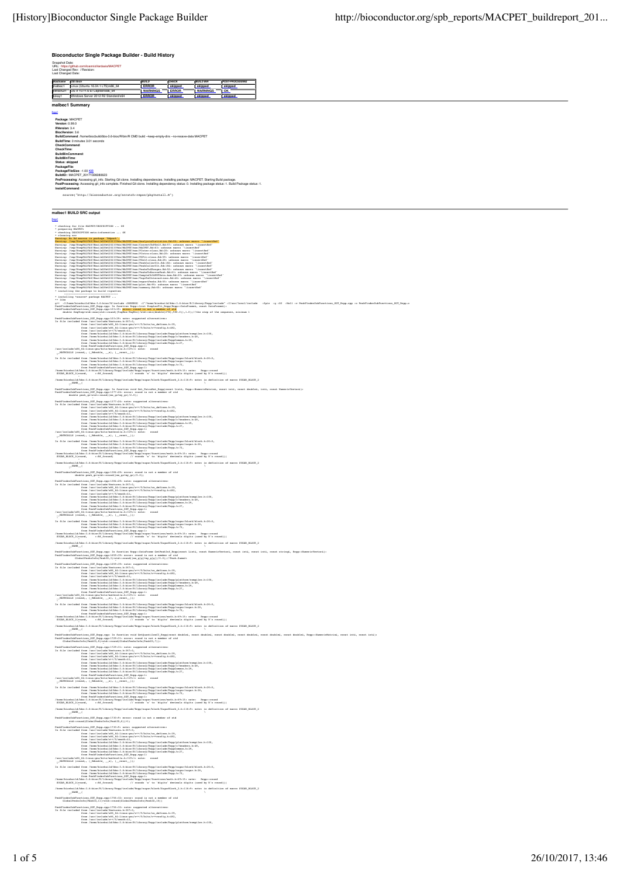# Bioconductor Single Package Builder - Build History

Snapshot Date:
URL: https://github.com/loannis Vardaxis/MACPET
Last Changed Rev: / Revision:
Last Changed Date:

| Hostname | OS /Arch | BUILD | CHECK | BUILD BIN | POST-PROCESSING |
|---|---|---|---|---|---|
| malbec1 | Linux (Ubuntu 16.04.1 LTS)/x86_64 | ERROR | skipped | skipped | skipped |
| merida1 | OS X 10.11.6 El Capitan/x86_64 | WARNINGS | ERROR | WARNINGS | OK |
| tokay1 | Windows Server 2012 R2 Standard/x64 | ERROR | skipped | skipped | skipped |

## malbec1 Summary

[top]

**Package**: MACPET
**Version**: 0.99.0
**RVersion**: 3.4
**BiocVersion**: 3.6
**BuildCommand**: /home/biocbuild/bbs-3.6-bioc/R/bin/R CMD build --keep-empty-dirs --no-resave-data MACPET
**BuildTime**: 0 minutes 3.01 seconds
**CheckCommand**:
**CheckTime**:
**BuildBinCommand**:
**BuildBinTime**:
**Status**: skipped
**PackageFile**:
**PackageFileSize**: -1.00 KiB
**BuildID**:: MACPET_20171026080623
**PreProcessing**: Accessing git_info. Starting Git clone. Installing dependencies. Installing package: MACPET. Starting Build package.
**PostProcessing**: Accessing git_info complete. Finished Git clone. Installing dependency status: 0. Installing package status: 1. Build Package status: 1.
**InstallCommand**:

```
source("http://bioconductor.org/scratch-repos/pkgInstall.R")
```

## malbec1 BUILD SRC output

[top]

```
* checking for file 'MACPET/DESCRIPTION' ... OK
* preparing 'MACPET':
* checking DESCRIPTION meta-information ... OK
* cleaning src
Warning: No Rd macros in package 'Rdpack'.
Warning: /tmp/RtmpRALFkX/Rbuild420e5232194a/MACPET/man/AnalysisStatistics.Rd:45: unknown macro '\insertRef'
Warning: /tmp/RtmpRALFkX/Rbuild420e5232194a/MACPET/man/ConvertToPSelf.Rd:57: unknown macro '\insertRef'
Warning: /tmp/RtmpRALFkX/Rbuild420e5232194a/MACPET/man/MACPET.Rd:63: unknown macro '\insertRef'
Warning: /tmp/RtmpRALFkX/Rbuild420e5232194a/MACPET/man/PInter-class.Rd:20: unknown macro '\insertRef'
Warning: /tmp/RtmpRALFkX/Rbuild420e5232194a/MACPET/man/PIntra-class.Rd:20: unknown macro '\insertRef'
Warning: /tmp/RtmpRALFkX/Rbuild420e5232194a/MACPET/man/PSFit-class.Rd:59: unknown macro '\insertRef'
Warning: /tmp/RtmpRALFkX/Rbuild420e5232194a/MACPET/man/PSelf-class.Rd:28: unknown macro '\insertRef'
Warning: /tmp/RtmpRALFkX/Rbuild420e5232194a/MACPET/man/PeakCallerUlt.Rd:162: unknown macro '\insertRef'
Warning: /tmp/RtmpRALFkX/Rbuild420e5232194a/MACPET/man/PeakCallerUlt.Rd:162: unknown macro '\insertRef'
Warning: /tmp/RtmpRALFkX/Rbuild420e5232194a/MACPET/man/PeaksToGRanges.Rd:51: unknown macro '\insertRef'
Warning: /tmp/RtmpRALFkX/Rbuild420e5232194a/MACPET/man/PeaksToNarrowPeak.Rd:61: unknown macro '\insertRef'
Warning: /tmp/RtmpRALFkX/Rbuild420e5232194a/MACPET/man/SampleChIAPETData.bam.Rd:23: unknown macro '\insertRef'
Warning: /tmp/RtmpRALFkX/Rbuild420e5232194a/MACPET/man/TagsToGInteractions.Rd:46: unknown macro '\insertRef'
Warning: /tmp/RtmpRALFkX/Rbuild420e5232194a/MACPET/man/exportPeaks.Rd:55: unknown macro '\insertRef'
Warning: /tmp/RtmpRALFkX/Rbuild420e5232194a/MACPET/man/plot.Rd:99: unknown macro '\insertRef'
Warning: /tmp/RtmpRALFkX/Rbuild420e5232194a/MACPET/man/summary.Rd:55: unknown macro '\insertRef'
* installing the package to build vignettes
      -----------------------------------
* installing *source* package 'MACPET' ...
** libs
g++  -I/home/biocbuild/bbs-3.6-bioc/R/include -DNDEBUG  -I"/home/biocbuild/bbs-3.6-bioc/R/library/Rcpp/include" -I/usr/local/include   -fpic  -g -O2  -Wall -c PeakFinderSubFunctions_SGT_Rcpp.cpp -o PeakFinderSubFunctions_SGT_Rcpp.o
PeakFinderSubFunctions_SGT_Rcpp.cpp: In function 'Rcpp::List FragmFit_Rcpp(Rcpp::DataFrame, const IntsFrame)':
PeakFinderSubFunctions_SGT_Rcpp.cpp:103:29: error: 'round' is not a member of 'std'
     double DmgDiagVar=std::sum(std::round((TagBin/TagMin)/std::min(double(2*N),500.0)),1.0));//the step of the sequence, minimum 1

PeakFinderSubFunctions_SGT_Rcpp.cpp:103:29: note: suggested alternatives:
In file included from /usr/include/features.h:367:0,
                 from /usr/include/x86_64-linux-gnu/c++/5/bits/os_defines.h:39,
                 from /usr/include/x86_64-linux-gnu/c++/5/bits/c++config.h:482,
                 from /usr/include/c++/5/cmath:41,
                 from /home/biocbuild/bbs-3.6-bioc/R/library/Rcpp/include/Rcpp/platform/compiler.h:100,
                 from /home/biocbuild/bbs-3.6-bioc/R/library/Rcpp/include/Rcpp/r/headers.h:48,
                 from /home/biocbuild/bbs-3.6-bioc/R/library/Rcpp/include/RcppCommon.h:29,
                 from /home/biocbuild/bbs-3.6-bioc/R/library/Rcpp/include/Rcpp.h:27,
                 from PeakFinderSubFunctions_SGT_Rcpp.cpp:1:
/usr/include/x86_64-linux-gnu/bits/mathcalls.h:119:1: note:   round
 __MATHCALLX (round,, (_Mdouble_ __x), (__const__));

In file included from /home/biocbuild/bbs-3.6-bioc/R/library/Rcpp/include/Rcpp/sugar/block/block.h:26:0,
                 from /home/biocbuild/bbs-3.6-bioc/R/library/Rcpp/include/Rcpp/sugar/sugar.h:26,
                 from /home/biocbuild/bbs-3.6-bioc/R/library/Rcpp/include/Rcpp.h:72,
                 from PeakFinderSubFunctions_SGT_Rcpp.cpp:1:
/home/biocbuild/bbs-3.6-bioc/R/library/Rcpp/include/Rcpp/sugar/functions/math.h:69:25: note:   Rcpp::round
 SUGAR_BLOCK_2(round,      ::Rf_fround)          // rounds 'x' to 'digits' decimals digits (used by R's round())

/home/biocbuild/bbs-3.6-bioc/R/library/Rcpp/include/Rcpp/sugar/block/SugarBlock_2.h:116:9: note: in definition of macro SUGAR_BLOCK_2
 __NAME__(                                                                                          \

PeakFinderSubFunctions_SGT_Rcpp.cpp: In function void Get_PairsWat_Rcpp(const List&, Rcpp::NumericMatrix&, const int&, const double&, int&, const NumericVector&):
PeakFinderSubFunctions_SGT_Rcpp.cpp:177:24: error: round is not a member of std
     double peak_g=std::round((mu_g+mu_gs)/2.0);

PeakFinderSubFunctions_SGT_Rcpp.cpp:177:24: note: suggested alternatives:
In file included from /usr/include/features.h:367:0,
                 from /usr/include/x86_64-linux-gnu/c++/5/bits/os_defines.h:39,
                 from /usr/include/x86_64-linux-gnu/c++/5/bits/c++config.h:482,
                 from /usr/include/c++/5/cmath:41,
                 from /home/biocbuild/bbs-3.6-bioc/R/library/Rcpp/include/Rcpp/platform/compiler.h:100,
                 from /home/biocbuild/bbs-3.6-bioc/R/library/Rcpp/include/Rcpp/r/headers.h:48,
                 from /home/biocbuild/bbs-3.6-bioc/R/library/Rcpp/include/RcppCommon.h:29,
                 from /home/biocbuild/bbs-3.6-bioc/R/library/Rcpp/include/Rcpp.h:27,
                 from PeakFinderSubFunctions_SGT_Rcpp.cpp:1:
/usr/include/x86_64-linux-gnu/bits/mathcalls.h:119:1: note:   round
 __MATHCALLX (round,, (_Mdouble_ __x), (__const__));

In file included from /home/biocbuild/bbs-3.6-bioc/R/library/Rcpp/include/Rcpp/sugar/block/block.h:26:0,
                 from /home/biocbuild/bbs-3.6-bioc/R/library/Rcpp/include/Rcpp/sugar/sugar.h:26,
                 from /home/biocbuild/bbs-3.6-bioc/R/library/Rcpp/include/Rcpp.h:72,
                 from PeakFinderSubFunctions_SGT_Rcpp.cpp:1:
/home/biocbuild/bbs-3.6-bioc/R/library/Rcpp/include/Rcpp/sugar/functions/math.h:69:25: note:   Rcpp::round
 SUGAR_BLOCK_2(round,      ::Rf_fround)          // rounds 'x' to 'digits' decimals digits (used by R's round())

/home/biocbuild/bbs-3.6-bioc/R/library/Rcpp/include/Rcpp/sugar/block/SugarBlock_2.h:116:9: note: in definition of macro SUGAR_BLOCK_2
 __NAME__(                                                                                          \

PeakFinderSubFunctions_SGT_Rcpp.cpp:194:28: error: round is not a member of std
        double peak_g=std::round((mu_g+mu_gs)/2.0);

PeakFinderSubFunctions_SGT_Rcpp.cpp:194:28: note: suggested alternatives:
In file included from /usr/include/features.h:367:0,
                 from /usr/include/x86_64-linux-gnu/c++/5/bits/os_defines.h:39,
                 from /usr/include/x86_64-linux-gnu/c++/5/bits/c++config.h:482,
                 from /usr/include/c++/5/cmath:41,
                 from /home/biocbuild/bbs-3.6-bioc/R/library/Rcpp/include/Rcpp/platform/compiler.h:100,
                 from /home/biocbuild/bbs-3.6-bioc/R/library/Rcpp/include/Rcpp/r/headers.h:48,
                 from /home/biocbuild/bbs-3.6-bioc/R/library/Rcpp/include/RcppCommon.h:29,
                 from /home/biocbuild/bbs-3.6-bioc/R/library/Rcpp/include/Rcpp.h:27,
                 from PeakFinderSubFunctions_SGT_Rcpp.cpp:1:
/usr/include/x86_64-linux-gnu/bits/mathcalls.h:119:1: note:   round
 __MATHCALLX (round,, (_Mdouble_ __x), (__const__));

In file included from /home/biocbuild/bbs-3.6-bioc/R/library/Rcpp/include/Rcpp/sugar/block/block.h:26:0,
                 from /home/biocbuild/bbs-3.6-bioc/R/library/Rcpp/include/Rcpp/sugar/sugar.h:26,
                 from /home/biocbuild/bbs-3.6-bioc/R/library/Rcpp/include/Rcpp.h:72,
                 from PeakFinderSubFunctions_SGT_Rcpp.cpp:1:
/home/biocbuild/bbs-3.6-bioc/R/library/Rcpp/include/Rcpp/sugar/functions/math.h:69:25: note:   Rcpp::round
 SUGAR_BLOCK_2(round,      ::Rf_fround)          // rounds 'x' to 'digits' decimals digits (used by R's round())

/home/biocbuild/bbs-3.6-bioc/R/library/Rcpp/include/Rcpp/sugar/block/SugarBlock_2.h:116:9: note: in definition of macro SUGAR_BLOCK_2
 __NAME__(                                                                                          \

PeakFinderSubFunctions_SGT_Rcpp.cpp: In function Rcpp::DataFrame GetPeaksInf_Rcpp(const List&, const NumericVector&, const int&, const int&, const string&, Rcpp::NumericVector&):
PeakFinderSubFunctions_SGT_Rcpp.cpp:1699:19: error: round is not a member of std
     GlobalPeaksInfo(PeakID,3)=std::round((mu_g[g]+mu_g[g])/2.0);//Peak.Summit

PeakFinderSubFunctions_SGT_Rcpp.cpp:1699:19: note: suggested alternatives:
In file included from /usr/include/features.h:367:0,
                 from /usr/include/x86_64-linux-gnu/c++/5/bits/os_defines.h:39,
                 from /usr/include/x86_64-linux-gnu/c++/5/bits/c++config.h:482,
                 from /usr/include/c++/5/cmath:41,
                 from /home/biocbuild/bbs-3.6-bioc/R/library/Rcpp/include/Rcpp/platform/compiler.h:100,
                 from /home/biocbuild/bbs-3.6-bioc/R/library/Rcpp/include/Rcpp/r/headers.h:48,
                 from /home/biocbuild/bbs-3.6-bioc/R/library/Rcpp/include/RcppCommon.h:29,
                 from /home/biocbuild/bbs-3.6-bioc/R/library/Rcpp/include/Rcpp.h:27,
                 from PeakFinderSubFunctions_SGT_Rcpp.cpp:1:
/usr/include/x86_64-linux-gnu/bits/mathcalls.h:119:1: note:   round
 __MATHCALLX (round,, (_Mdouble_ __x), (__const__));

In file included from /home/biocbuild/bbs-3.6-bioc/R/library/Rcpp/include/Rcpp/sugar/block/block.h:26:0,
                 from /home/biocbuild/bbs-3.6-bioc/R/library/Rcpp/include/Rcpp/sugar/sugar.h:26,
                 from /home/biocbuild/bbs-3.6-bioc/R/library/Rcpp/include/Rcpp.h:72,
                 from PeakFinderSubFunctions_SGT_Rcpp.cpp:1:
/home/biocbuild/bbs-3.6-bioc/R/library/Rcpp/include/Rcpp/sugar/functions/math.h:69:25: note:   Rcpp::round
 SUGAR_BLOCK_2(round,      ::Rf_fround)          // rounds 'x' to 'digits' decimals digits (used by R's round())

/home/biocbuild/bbs-3.6-bioc/R/library/Rcpp/include/Rcpp/sugar/block/SugarBlock_2.h:116:9: note: in definition of macro SUGAR_BLOCK_2
 __NAME__(                                                                                          \

PeakFinderSubFunctions_SGT_Rcpp.cpp: In function void GetQuantilesCI_Rcpp(const double&, const double&, const double&, const double&, const double&, const double&, Rcpp::NumericMatrix&, const int&, const int&):
PeakFinderSubFunctions_SGT_Rcpp.cpp:1729:31: error: round is not a member of std
     GlobalPeaksInfo(PeakID,9)=std::round(GlobalPeaksInfo(PeakID,7));

PeakFinderSubFunctions_SGT_Rcpp.cpp:1729:31: note: suggested alternatives:
In file included from /usr/include/features.h:367:0,
                 from /usr/include/x86_64-linux-gnu/c++/5/bits/os_defines.h:39,
                 from /usr/include/x86_64-linux-gnu/c++/5/bits/c++config.h:482,
                 from /usr/include/c++/5/cmath:41,
                 from /home/biocbuild/bbs-3.6-bioc/R/library/Rcpp/include/Rcpp/platform/compiler.h:100,
                 from /home/biocbuild/bbs-3.6-bioc/R/library/Rcpp/include/Rcpp/r/headers.h:48,
                 from /home/biocbuild/bbs-3.6-bioc/R/library/Rcpp/include/RcppCommon.h:29,
                 from /home/biocbuild/bbs-3.6-bioc/R/library/Rcpp/include/Rcpp.h:27,
                 from PeakFinderSubFunctions_SGT_Rcpp.cpp:1:
/usr/include/x86_64-linux-gnu/bits/mathcalls.h:119:1: note:   round
 __MATHCALLX (round,, (_Mdouble_ __x), (__const__));

In file included from /home/biocbuild/bbs-3.6-bioc/R/library/Rcpp/include/Rcpp/sugar/block/block.h:26:0,
                 from /home/biocbuild/bbs-3.6-bioc/R/library/Rcpp/include/Rcpp/sugar/sugar.h:26,
                 from /home/biocbuild/bbs-3.6-bioc/R/library/Rcpp/include/Rcpp.h:72,
                 from PeakFinderSubFunctions_SGT_Rcpp.cpp:1:
/home/biocbuild/bbs-3.6-bioc/R/library/Rcpp/include/Rcpp/sugar/functions/math.h:69:25: note:   Rcpp::round
 SUGAR_BLOCK_2(round,      ::Rf_fround)          // rounds 'x' to 'digits' decimals digits (used by R's round())

/home/biocbuild/bbs-3.6-bioc/R/library/Rcpp/include/Rcpp/sugar/block/SugarBlock_2.h:116:9: note: in definition of macro SUGAR_BLOCK_2
 __NAME__(                                                                                          \

PeakFinderSubFunctions_SGT_Rcpp.cpp:1730:9: error: round is not a member of std
      std::round(GlobalPeaksInfo(PeakID,8));//;

PeakFinderSubFunctions_SGT_Rcpp.cpp:1730:9: note: suggested alternatives:
In file included from /usr/include/features.h:367:0,
                 from /usr/include/x86_64-linux-gnu/c++/5/bits/os_defines.h:39,
                 from /usr/include/x86_64-linux-gnu/c++/5/bits/c++config.h:482,
                 from /usr/include/c++/5/cmath:41,
                 from /home/biocbuild/bbs-3.6-bioc/R/library/Rcpp/include/Rcpp/platform/compiler.h:100,
                 from /home/biocbuild/bbs-3.6-bioc/R/library/Rcpp/include/Rcpp/r/headers.h:48,
                 from /home/biocbuild/bbs-3.6-bioc/R/library/Rcpp/include/RcppCommon.h:29,
                 from /home/biocbuild/bbs-3.6-bioc/R/library/Rcpp/include/Rcpp.h:27,
                 from PeakFinderSubFunctions_SGT_Rcpp.cpp:1:
/usr/include/x86_64-linux-gnu/bits/mathcalls.h:119:1: note:   round
 __MATHCALLX (round,, (_Mdouble_ __x), (__const__));

In file included from /home/biocbuild/bbs-3.6-bioc/R/library/Rcpp/include/Rcpp/sugar/block/block.h:26:0,
                 from /home/biocbuild/bbs-3.6-bioc/R/library/Rcpp/include/Rcpp/sugar/sugar.h:26,
                 from /home/biocbuild/bbs-3.6-bioc/R/library/Rcpp/include/Rcpp.h:72,
                 from PeakFinderSubFunctions_SGT_Rcpp.cpp:1:
/home/biocbuild/bbs-3.6-bioc/R/library/Rcpp/include/Rcpp/sugar/functions/math.h:69:25: note:   Rcpp::round
 SUGAR_BLOCK_2(round,      ::Rf_fround)          // rounds 'x' to 'digits' decimals digits (used by R's round())

/home/biocbuild/bbs-3.6-bioc/R/library/Rcpp/include/Rcpp/sugar/block/SugarBlock_2.h:116:9: note: in definition of macro SUGAR_BLOCK_2
 __NAME__(                                                                                          \

PeakFinderSubFunctions_SGT_Rcpp.cpp:1756:12: error: round is not a member of std
     GlobalPeaksInfo(PeakID,11)=std::round(GlobalPeaksInfo(PeakID,10));

PeakFinderSubFunctions_SGT_Rcpp.cpp:1756:12: note: suggested alternatives:
In file included from /usr/include/features.h:367:0,
                 from /usr/include/x86_64-linux-gnu/c++/5/bits/os_defines.h:39,
                 from /usr/include/x86_64-linux-gnu/c++/5/bits/c++config.h:482,
                 from /usr/include/c++/5/cmath:41,
                 from /home/biocbuild/bbs-3.6-bioc/R/library/Rcpp/include/Rcpp/platform/compiler.h:100,
```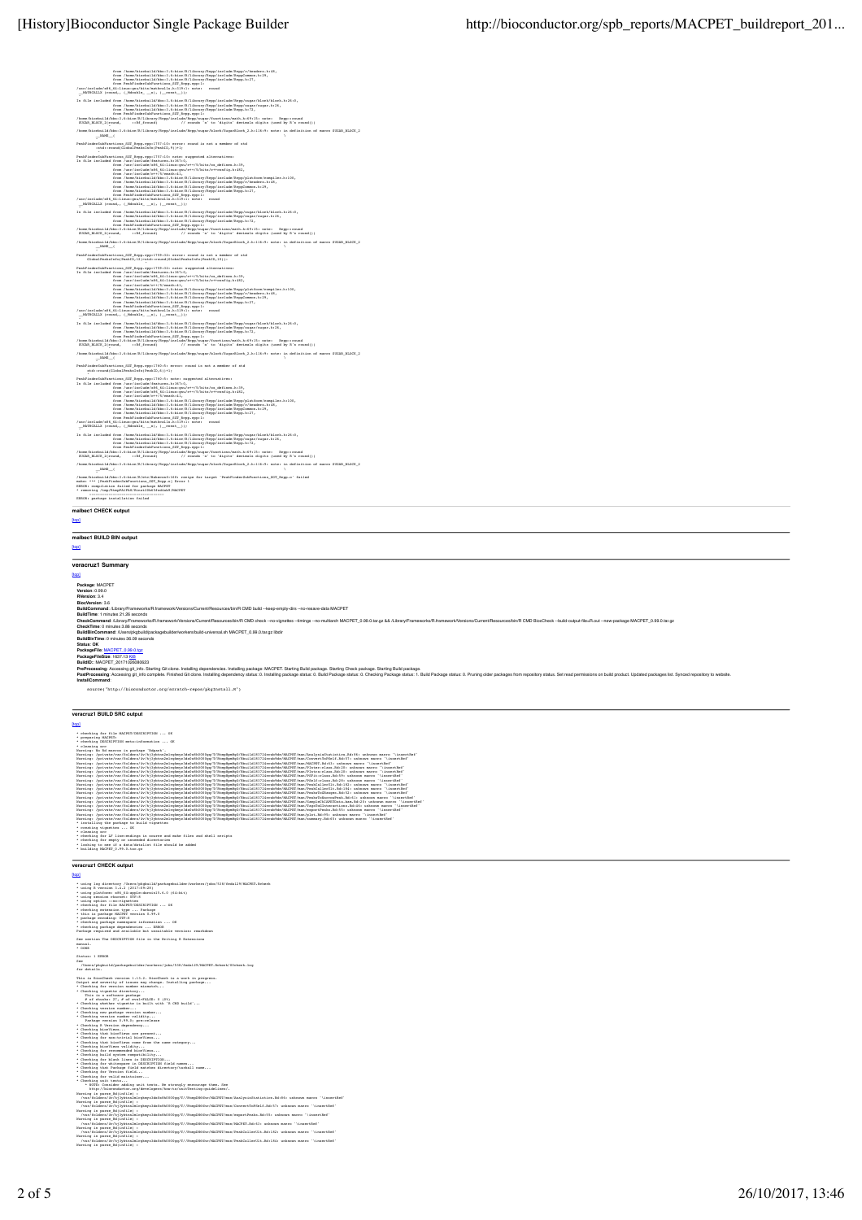```
                 from /home/biocbuild/bbs-3.6-bioc/R/library/Rcpp/include/Rcpp/r/headers.h:48,
                 from /home/biocbuild/bbs-3.6-bioc/R/library/Rcpp/include/RcppCommon.h:29,
                 from /home/biocbuild/bbs-3.6-bioc/R/library/Rcpp/include/Rcpp.h:27,
                 from PeakFinderSubFunctions_SGT_Rcpp.cpp:1:
/usr/include/x86_64-linux-gnu/bits/mathcalls.h:329:1: note:   round
 __MATHCALLX (round,, (_Mdouble_ __x), (__const__));

In file included from /home/biocbuild/bbs-3.6-bioc/R/library/Rcpp/include/Rcpp/sugar/block/block.h:26:0,
                 from /home/biocbuild/bbs-3.6-bioc/R/library/Rcpp/include/Rcpp/sugar/sugar.h:26,
                 from /home/biocbuild/bbs-3.6-bioc/R/library/Rcpp/include/Rcpp.h:72,
                 from PeakFinderSubFunctions_SGT_Rcpp.cpp:1:
/home/biocbuild/bbs-3.6-bioc/R/library/Rcpp/include/Rcpp/sugar/functions/math.h:69:25: note:   Rcpp::round
 SUGAR_BLOCK_2(round,      ::R_fround)          // rounds 'x' to 'digits' decimals digits (used by R's round())

/home/biocbuild/bbs-3.6-bioc/R/library/Rcpp/include/Rcpp/sugar/block/SugarBlock_2.h:116:9: note: in definition of macro SUGAR_BLOCK_2
     __NAME__(                                                                                    \

PeakFinderSubFunctions_SGT_Rcpp.cpp:1757:10: error: round is not a member of std
         std::round(GlobalPeaksInfo(PeakID,9))+1;

PeakFinderSubFunctions_SGT_Rcpp.cpp:1757:10: note: suggested alternatives:
In file included from /usr/include/features.h:367:0,
                 from /usr/include/x86_64-linux-gnu/c++/5/bits/os_defines.h:39,
                 from /usr/include/x86_64-linux-gnu/c++/5/bits/c++config.h:482,
                 from /usr/include/c++/5/cmath:41,
                 from /home/biocbuild/bbs-3.6-bioc/R/library/Rcpp/include/Rcpp/platform/compiler.h:100,
                 from /home/biocbuild/bbs-3.6-bioc/R/library/Rcpp/include/Rcpp/r/headers.h:48,
                 from /home/biocbuild/bbs-3.6-bioc/R/library/Rcpp/include/RcppCommon.h:29,
                 from /home/biocbuild/bbs-3.6-bioc/R/library/Rcpp/include/Rcpp.h:27,
                 from PeakFinderSubFunctions_SGT_Rcpp.cpp:1:
/usr/include/x86_64-linux-gnu/bits/mathcalls.h:329:1: note:   round
 __MATHCALLX (round,, (_Mdouble_ __x), (__const__));

In file included from /home/biocbuild/bbs-3.6-bioc/R/library/Rcpp/include/Rcpp/sugar/block/block.h:26:0,
                 from /home/biocbuild/bbs-3.6-bioc/R/library/Rcpp/include/Rcpp/sugar/sugar.h:26,
                 from /home/biocbuild/bbs-3.6-bioc/R/library/Rcpp/include/Rcpp.h:72,
                 from PeakFinderSubFunctions_SGT_Rcpp.cpp:1:
/home/biocbuild/bbs-3.6-bioc/R/library/Rcpp/include/Rcpp/sugar/functions/math.h:69:25: note:   Rcpp::round
 SUGAR_BLOCK_2(round,      ::R_fround)          // rounds 'x' to 'digits' decimals digits (used by R's round())

/home/biocbuild/bbs-3.6-bioc/R/library/Rcpp/include/Rcpp/sugar/block/SugarBlock_2.h:116:9: note: in definition of macro SUGAR_BLOCK_2
     __NAME__(                                                                                    \

PeakFinderSubFunctions_SGT_Rcpp.cpp:1759:32: error: round is not a member of std
     GlobalPeaksInfo(PeakID,11)=std::round(GlobalPeaksInfo(PeakID,10));

PeakFinderSubFunctions_SGT_Rcpp.cpp:1759:32: note: suggested alternatives:
In file included from /usr/include/features.h:367:0,
                 from /usr/include/x86_64-linux-gnu/c++/5/bits/os_defines.h:39,
                 from /usr/include/x86_64-linux-gnu/c++/5/bits/c++config.h:482,
                 from /usr/include/c++/5/cmath:41,
                 from /home/biocbuild/bbs-3.6-bioc/R/library/Rcpp/include/Rcpp/platform/compiler.h:100,
                 from /home/biocbuild/bbs-3.6-bioc/R/library/Rcpp/include/Rcpp/r/headers.h:48,
                 from /home/biocbuild/bbs-3.6-bioc/R/library/Rcpp/include/RcppCommon.h:29,
                 from /home/biocbuild/bbs-3.6-bioc/R/library/Rcpp/include/Rcpp.h:27,
                 from PeakFinderSubFunctions_SGT_Rcpp.cpp:1:
/usr/include/x86_64-linux-gnu/bits/mathcalls.h:329:1: note:   round
 __MATHCALLX (round,, (_Mdouble_ __x), (__const__));

In file included from /home/biocbuild/bbs-3.6-bioc/R/library/Rcpp/include/Rcpp/sugar/block/block.h:26:0,
                 from /home/biocbuild/bbs-3.6-bioc/R/library/Rcpp/include/Rcpp/sugar/sugar.h:26,
                 from /home/biocbuild/bbs-3.6-bioc/R/library/Rcpp/include/Rcpp.h:72,
                 from PeakFinderSubFunctions_SGT_Rcpp.cpp:1:
/home/biocbuild/bbs-3.6-bioc/R/library/Rcpp/include/Rcpp/sugar/functions/math.h:69:25: note:   Rcpp::round
 SUGAR_BLOCK_2(round,      ::R_fround)          // rounds 'x' to 'digits' decimals digits (used by R's round())

/home/biocbuild/bbs-3.6-bioc/R/library/Rcpp/include/Rcpp/sugar/block/SugarBlock_2.h:116:9: note: in definition of macro SUGAR_BLOCK_2
     __NAME__(                                                                                    \

PeakFinderSubFunctions_SGT_Rcpp.cpp:1760:5: error: round is not a member of std
     std::round(GlobalPeaksInfo(PeakID,6))+1;

PeakFinderSubFunctions_SGT_Rcpp.cpp:1760:5: note: suggested alternatives:
In file included from /usr/include/features.h:367:0,
                 from /usr/include/x86_64-linux-gnu/c++/5/bits/os_defines.h:39,
                 from /usr/include/x86_64-linux-gnu/c++/5/bits/c++config.h:482,
                 from /usr/include/c++/5/cmath:41,
                 from /home/biocbuild/bbs-3.6-bioc/R/library/Rcpp/include/Rcpp/platform/compiler.h:100,
                 from /home/biocbuild/bbs-3.6-bioc/R/library/Rcpp/include/Rcpp/r/headers.h:48,
                 from /home/biocbuild/bbs-3.6-bioc/R/library/Rcpp/include/RcppCommon.h:29,
                 from /home/biocbuild/bbs-3.6-bioc/R/library/Rcpp/include/Rcpp.h:27,
                 from PeakFinderSubFunctions_SGT_Rcpp.cpp:1:
/usr/include/x86_64-linux-gnu/bits/mathcalls.h:329:1: note:   round
 __MATHCALLX (round,, (_Mdouble_ __x), (__const__));

In file included from /home/biocbuild/bbs-3.6-bioc/R/library/Rcpp/include/Rcpp/sugar/block/block.h:26:0,
                 from /home/biocbuild/bbs-3.6-bioc/R/library/Rcpp/include/Rcpp/sugar/sugar.h:26,
                 from /home/biocbuild/bbs-3.6-bioc/R/library/Rcpp/include/Rcpp.h:72,
                 from PeakFinderSubFunctions_SGT_Rcpp.cpp:1:
/home/biocbuild/bbs-3.6-bioc/R/library/Rcpp/include/Rcpp/sugar/functions/math.h:69:25: note:   Rcpp::round
 SUGAR_BLOCK_2(round,      ::R_fround)          // rounds 'x' to 'digits' decimals digits (used by R's round())

/home/biocbuild/bbs-3.6-bioc/R/library/Rcpp/include/Rcpp/sugar/block/SugarBlock_2.h:116:9: note: in definition of macro SUGAR_BLOCK_2
     __NAME__(                                                                                    \

/home/biocbuild/bbs-3.6-bioc/R/etc/Makeconf:168: recipe for target 'PeakFinderSubFunctions_SGT_Rcpp.o' failed
make: *** [PeakFinderSubFunctions_SGT_Rcpp.o] Error 1
ERROR: compilation failed for package MACPET
* removing /tmp/RtmpFAJFAS/Rinst29d65fed6eb9/MACPET
     -----------------------------------
ERROR: package installation failed
```

**malbec1 CHECK output**

[top]

**malbec1 BUILD BIN output**

[top]

## veracruz1 Summary

[top]

**Package**: MACPET
**Version**: 0.99.0
**RVersion**: 3.4
**BiocVersion**: 3.6
**BuildCommand**: /Library/Frameworks/R.framework/Versions/Current/Resources/bin/R CMD build --keep-empty-dirs --no-resave-data MACPET
**BuildTime**: 1 minutes 21.26 seconds
**CheckCommand**: /Library/Frameworks/R.framework/Versions/Current/Resources/bin/R CMD check --no-vignettes --timings --no-multiarch MACPET_0.99.0.tar.gz && /Library/Frameworks/R.framework/Versions/Current/Resources/bin/R CMD BiocCheck --build-output-file=R.out --new-package MACPET_0.99.0.tar.gz
**CheckTime**: 0 minutes 3.86 seconds
**BuildBinCommand**: /Users/pkgbuild/packagebuilder/workers/build-universal.sh MACPET_0.99.0.tar.gz libdir
**BuildBinTime**: 0 minutes 36.09 seconds
**Status**: OK
**PackageFile**: MACPET_0.99.0.tgz
**PackageFileSize**: 1637.13 KiB
**BuildID**:: MACPET_20171026080623
**PreProcessing**: Accessing git_info. Starting Git clone. Installing dependencies. Installing package: MACPET. Starting Build package. Starting Check package. Starting Build package.
**PostProcessing**: Accessing git_info complete. Finished Git clone. Installing dependency status: 0. Installing package status: 0. Build Package status: 0. Checking Package status: 1. Build Package status: 0. Pruning older packages from repository status. Set read permissions on build product. Updated packages list. Synced repository to website.
**InstallCommand**:

```
source("http://bioconductor.org/scratch-repos/pkgInstall.R")
```

## veracruz1 BUILD SRC output

[top]

```
* checking for file MACPET/DESCRIPTION ... OK
* preparing MACPET:
* checking DESCRIPTION meta-information ... OK
* cleaning src
Warning: No Rd macros in package 'Rdpack'.
Warning: /private/var/folders/z/... /MACPET/man/AnalysisStatistics.Rd:86: unknown macro '\insertRef'
Warning: /private/var/folders/z/... /MACPET/man/ConvertToPE.Rd:57: unknown macro '\insertRef'
Warning: /private/var/folders/z/... /MACPET/man/MACPET.Rd:63: unknown macro '\insertRef'
Warning: /private/var/folders/z/... /MACPET/man/PInter-class.Rd:28: unknown macro '\insertRef'
Warning: /private/var/folders/z/... /MACPET/man/PIntra-class.Rd:28: unknown macro '\insertRef'
Warning: /private/var/folders/z/... /MACPET/man/PSFit-class.Rd:55: unknown macro '\insertRef'
Warning: /private/var/folders/z/... /MACPET/man/PSelf-class.Rd:29: unknown macro '\insertRef'
Warning: /private/var/folders/z/... /MACPET/man/PeakCallerUlt.Rd:182: unknown macro '\insertRef'
Warning: /private/var/folders/z/... /MACPET/man/PeakCallerUlt.Rd:184: unknown macro '\insertRef'
Warning: /private/var/folders/z/... /MACPET/man/PeaksToGRanges.Rd:52: unknown macro '\insertRef'
Warning: /private/var/folders/z/... /MACPET/man/PeaksToNarrowPeak.Rd:61: unknown macro '\insertRef'
Warning: /private/var/folders/z/... /MACPET/man/SampleChIAPETData.bam.Rd:23: unknown macro '\insertRef'
Warning: /private/var/folders/z/... /MACPET/man/TagsToInteractions.Rd:66: unknown macro '\insertRef'
Warning: /private/var/folders/z/... /MACPET/man/exportPeaks.Rd:55: unknown macro '\insertRef'
Warning: /private/var/folders/z/... /MACPET/man/plot.Rd:91: unknown macro '\insertRef'
Warning: /private/var/folders/z/... /MACPET/man/summary.Rd:65: unknown macro '\insertRef'
* installing the package to build vignettes
* creating vignettes ... OK
* cleaning src
* checking for LF line-endings in source and make files and shell scripts
* checking for empty or unneeded directories
* looking to see if a data/datalist file should be added
* building MACPET_0.99.0.tar.gz
```

## veracruz1 CHECK output

[top]

```
* using log directory /Users/pkgbuild/packagebuilder/workers/jobs/539/fede129/MACPET.Rcheck
* using R version 3.4.2 (2017-09-28)
* using platform: x86_64-apple-darwin15.6.0 (64-bit)
* using session charset: UTF-8
* using option --no-vignettes
* checking for file MACPET/DESCRIPTION ... OK
* checking extension type ... Package
* this is package MACPET version 0.99.0
* package encoding: UTF-8
* checking package namespace information ... OK
* checking package dependencies ... ERROR
Package required and available but unsuitable version: rmarkdown

See section The DESCRIPTION file in the Writing R Extensions
manual.
* DONE

Status: 1 ERROR
See
  /Users/pkgbuild/packagebuilder/workers/jobs/539/fede129/MACPET.Rcheck/00check.log
for details.

This is BiocCheck version 1.13.2. BiocCheck is a work in progress.
Output and severity of issues may change. Installing package...
* Checking for version number mismatch...
* Checking vignette directory...
    This is a software package
    # of chunks: 27, # of eval=FALSE: 0 (0%)
* Checking whether vignette is built with 'R CMD build'...
* Checking version number...
* Checking new package version number...
* Checking version number validity...
    Package version 0.99.0; pre-release
* Checking R Version dependency...
* Checking biocViews...
* Checking that biocViews are present...
* Checking for non-trivial biocViews...
* Checking that biocViews come from the same category...
* Checking biocViews validity...
* Checking for recommended biocViews...
* Checking build system compatibility...
* Checking for blank lines in DESCRIPTION...
* Checking for whitespace in DESCRIPTION field names...
* Checking that Package field matches directory/tarball name...
* Checking for Version field...
* Checking for valid maintainer...
* Checking unit tests...
    * NOTE: Consider adding unit tests. We strongly encourage them. See
      http://bioconductor.org/developers/how-to/unitTesting-guidelines/.
Warning in parse_Rd(infile) :
  /var/folders/.../MACPET/man/AnalysisStatistics.Rd:86: unknown macro '\insertRef'
Warning in parse_Rd(infile) :
  /var/folders/.../MACPET/man/ConvertToPE.Rd:57: unknown macro '\insertRef'
Warning in parse_Rd(infile) :
  /var/folders/.../MACPET/man/exportPeaks.Rd:55: unknown macro '\insertRef'
Warning in parse_Rd(infile) :
  /var/folders/.../MACPET/man/MACPET.Rd:63: unknown macro '\insertRef'
Warning in parse_Rd(infile) :
  /var/folders/.../MACPET/man/PeakCallerUlt.Rd:182: unknown macro '\insertRef'
Warning in parse_Rd(infile) :
  /var/folders/.../MACPET/man/PeakCallerUlt.Rd:184: unknown macro '\insertRef'
Warning in parse_Rd(infile) :
```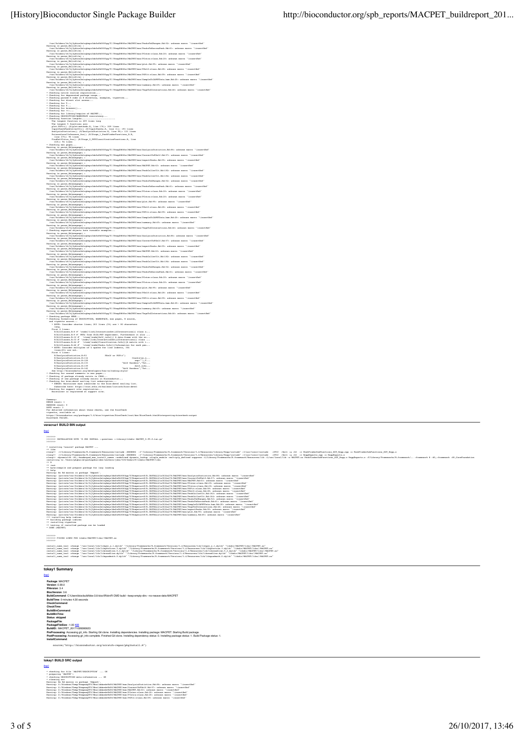```
    /var/folders/3v/hj3yktnxlmlnghwys3ds6s6k000gq/T//RtmpDN6Xov/MACPET/man/PeakToChanges.Rd:52: unknown macro '\insertRef'
Warning in parse_Rd(rdfile) :
    /var/folders/3v/hj3yktnxlmlnghwys3ds6s6k000gq/T//RtmpDN6Xov/MACPET/man/PeaksToNarrowPeak.Rd:41: unknown macro '\insertRef'
Warning in parse_Rd(rdfile) :
    /var/folders/3v/hj3yktnxlmlnghwys3ds6s6k000gq/T//RtmpDN6Xov/MACPET/man/PInter-class.Rd:23: unknown macro '\insertRef'
Warning in parse_Rd(rdfile) :
    /var/folders/3v/hj3yktnxlmlnghwys3ds6s6k000gq/T//RtmpDN6Xov/MACPET/man/PIntra-class.Rd:23: unknown macro '\insertRef'
Warning in parse_Rd(rdfile) :
    /var/folders/3v/hj3yktnxlmlnghwys3ds6s6k000gq/T//RtmpDN6Xov/MACPET/man/plot.Rd:95: unknown macro '\insertRef'
Warning in parse_Rd(rdfile) :
    /var/folders/3v/hj3yktnxlmlnghwys3ds6s6k000gq/T//RtmpDN6Xov/MACPET/man/PSelf-class.Rd:28: unknown macro '\insertRef'
Warning in parse_Rd(rdfile) :
    /var/folders/3v/hj3yktnxlmlnghwys3ds6s6k000gq/T//RtmpDN6Xov/MACPET/man/PSFit-class.Rd:59: unknown macro '\insertRef'
Warning in parse_Rd(rdfile) :
    /var/folders/3v/hj3yktnxlmlnghwys3ds6s6k000gq/T//RtmpDN6Xov/MACPET/man/SampleChIAPETData.bam.Rd:20: unknown macro '\insertRef'
Warning in parse_Rd(rdfile) :
    /var/folders/3v/hj3yktnxlmlnghwys3ds6s6k000gq/T//RtmpDN6Xov/MACPET/man/summary.Rd:65: unknown macro '\insertRef'
Warning in parse_Rd(rdfile) :
    /var/folders/3v/hj3yktnxlmlnghwys3ds6s6k000gq/T//RtmpDN6Xov/MACPET/man/TagsToInteractions.Rd:46: unknown macro '\insertRef'
* Checking native routine registration...
* Checking for deprecated package usage...
* Checking parsed R code in R directory, examples, vignettes...
* Checking for direct slot access...
* Checking for T...
* Checking for F...
* Checking for browser()...
* Checking for <<-...
* Checking for library/require of MACPET...
* Checking DESCRIPTION/NAMESPACE consistency...
* Checking function lengths................................
    The longest function is 209 lines long
    The longest 5 functions are:
    plot.PSFit() (R/plot-methods.R, line 176): 209 lines
    InputCheckPeakCallerUI() (R/InputChecks.R, line 1): 193 lines
    AnalysisStatistics() (R/AnalysisStatistics.R, line 95): 123 lines
    PoissonLocalInference_fun() (R/Stage_1_PeakFinderFunctions_D.R,
      line 175): 96 lines
    FindSelfLoops_fun() (R/Stage_3_PETClassificationFunctions.R, line
      418): 91 lines
* Checking man pages...
Warning in parse_Rd(manpage) :
    /var/folders/3v/hj3yktnxlmlnghwys3ds6s6k000gq/T//RtmpDN6Xov/MACPET/man/AnalysisStatistics.Rd:86: unknown macro '\insertRef'
Warning in parse_Rd(manpage) :
    /var/folders/3v/hj3yktnxlmlnghwys3ds6s6k000gq/T//RtmpDN6Xov/MACPET/man/ConvertToPSelf.Rd:57: unknown macro '\insertRef'
Warning in parse_Rd(manpage) :
    /var/folders/3v/hj3yktnxlmlnghwys3ds6s6k000gq/T//RtmpDN6Xov/MACPET/man/exportPeaks.Rd:55: unknown macro '\insertRef'
Warning in parse_Rd(manpage) :
    /var/folders/3v/hj3yktnxlmlnghwys3ds6s6k000gq/T//RtmpDN6Xov/MACPET/man/MACPET.Rd:63: unknown macro '\insertRef'
Warning in parse_Rd(manpage) :
    /var/folders/3v/hj3yktnxlmlnghwys3ds6s6k000gq/T//RtmpDN6Xov/MACPET/man/PeakCallerUlt.Rd:182: unknown macro '\insertRef'
Warning in parse_Rd(manpage) :
    /var/folders/3v/hj3yktnxlmlnghwys3ds6s6k000gq/T//RtmpDN6Xov/MACPET/man/PeakCallerUlt.Rd:184: unknown macro '\insertRef'
Warning in parse_Rd(manpage) :
    /var/folders/3v/hj3yktnxlmlnghwys3ds6s6k000gq/T//RtmpDN6Xov/MACPET/man/PeakToChanges.Rd:52: unknown macro '\insertRef'
Warning in parse_Rd(manpage) :
    /var/folders/3v/hj3yktnxlmlnghwys3ds6s6k000gq/T//RtmpDN6Xov/MACPET/man/PeaksToNarrowPeak.Rd:41: unknown macro '\insertRef'
Warning in parse_Rd(manpage) :
    /var/folders/3v/hj3yktnxlmlnghwys3ds6s6k000gq/T//RtmpDN6Xov/MACPET/man/PInter-class.Rd:23: unknown macro '\insertRef'
Warning in parse_Rd(manpage) :
    /var/folders/3v/hj3yktnxlmlnghwys3ds6s6k000gq/T//RtmpDN6Xov/MACPET/man/PIntra-class.Rd:23: unknown macro '\insertRef'
Warning in parse_Rd(manpage) :
    /var/folders/3v/hj3yktnxlmlnghwys3ds6s6k000gq/T//RtmpDN6Xov/MACPET/man/plot.Rd:95: unknown macro '\insertRef'
Warning in parse_Rd(manpage) :
    /var/folders/3v/hj3yktnxlmlnghwys3ds6s6k000gq/T//RtmpDN6Xov/MACPET/man/PSelf-class.Rd:28: unknown macro '\insertRef'
Warning in parse_Rd(manpage) :
    /var/folders/3v/hj3yktnxlmlnghwys3ds6s6k000gq/T//RtmpDN6Xov/MACPET/man/PSFit-class.Rd:59: unknown macro '\insertRef'
Warning in parse_Rd(manpage) :
    /var/folders/3v/hj3yktnxlmlnghwys3ds6s6k000gq/T//RtmpDN6Xov/MACPET/man/SampleChIAPETData.bam.Rd:20: unknown macro '\insertRef'
Warning in parse_Rd(manpage) :
    /var/folders/3v/hj3yktnxlmlnghwys3ds6s6k000gq/T//RtmpDN6Xov/MACPET/man/summary.Rd:65: unknown macro '\insertRef'
Warning in parse_Rd(manpage) :
    /var/folders/3v/hj3yktnxlmlnghwys3ds6s6k000gq/T//RtmpDN6Xov/MACPET/man/TagsToInteractions.Rd:46: unknown macro '\insertRef'
* Checking exported objects have runnable examples...
Warning in parse_Rd(manpage) :
    /var/folders/3v/hj3yktnxlmlnghwys3ds6s6k000gq/T//RtmpDN6Xov/MACPET/man/AnalysisStatistics.Rd:86: unknown macro '\insertRef'
Warning in parse_Rd(manpage) :
    /var/folders/3v/hj3yktnxlmlnghwys3ds6s6k000gq/T//RtmpDN6Xov/MACPET/man/ConvertToPSelf.Rd:57: unknown macro '\insertRef'
Warning in parse_Rd(manpage) :
    /var/folders/3v/hj3yktnxlmlnghwys3ds6s6k000gq/T//RtmpDN6Xov/MACPET/man/exportPeaks.Rd:55: unknown macro '\insertRef'
Warning in parse_Rd(manpage) :
    /var/folders/3v/hj3yktnxlmlnghwys3ds6s6k000gq/T//RtmpDN6Xov/MACPET/man/MACPET.Rd:63: unknown macro '\insertRef'
Warning in parse_Rd(manpage) :
    /var/folders/3v/hj3yktnxlmlnghwys3ds6s6k000gq/T//RtmpDN6Xov/MACPET/man/PeakCallerUlt.Rd:182: unknown macro '\insertRef'
Warning in parse_Rd(manpage) :
    /var/folders/3v/hj3yktnxlmlnghwys3ds6s6k000gq/T//RtmpDN6Xov/MACPET/man/PeakCallerUlt.Rd:184: unknown macro '\insertRef'
Warning in parse_Rd(manpage) :
    /var/folders/3v/hj3yktnxlmlnghwys3ds6s6k000gq/T//RtmpDN6Xov/MACPET/man/PeakToChanges.Rd:52: unknown macro '\insertRef'
Warning in parse_Rd(manpage) :
    /var/folders/3v/hj3yktnxlmlnghwys3ds6s6k000gq/T//RtmpDN6Xov/MACPET/man/PeaksToNarrowPeak.Rd:41: unknown macro '\insertRef'
Warning in parse_Rd(manpage) :
    /var/folders/3v/hj3yktnxlmlnghwys3ds6s6k000gq/T//RtmpDN6Xov/MACPET/man/PInter-class.Rd:23: unknown macro '\insertRef'
Warning in parse_Rd(manpage) :
    /var/folders/3v/hj3yktnxlmlnghwys3ds6s6k000gq/T//RtmpDN6Xov/MACPET/man/PIntra-class.Rd:23: unknown macro '\insertRef'
Warning in parse_Rd(manpage) :
    /var/folders/3v/hj3yktnxlmlnghwys3ds6s6k000gq/T//RtmpDN6Xov/MACPET/man/plot.Rd:95: unknown macro '\insertRef'
Warning in parse_Rd(manpage) :
    /var/folders/3v/hj3yktnxlmlnghwys3ds6s6k000gq/T//RtmpDN6Xov/MACPET/man/PSelf-class.Rd:28: unknown macro '\insertRef'
Warning in parse_Rd(manpage) :
    /var/folders/3v/hj3yktnxlmlnghwys3ds6s6k000gq/T//RtmpDN6Xov/MACPET/man/PSFit-class.Rd:59: unknown macro '\insertRef'
Warning in parse_Rd(manpage) :
    /var/folders/3v/hj3yktnxlmlnghwys3ds6s6k000gq/T//RtmpDN6Xov/MACPET/man/SampleChIAPETData.bam.Rd:20: unknown macro '\insertRef'
Warning in parse_Rd(manpage) :
    /var/folders/3v/hj3yktnxlmlnghwys3ds6s6k000gq/T//RtmpDN6Xov/MACPET/man/summary.Rd:65: unknown macro '\insertRef'
Warning in parse_Rd(manpage) :
    /var/folders/3v/hj3yktnxlmlnghwys3ds6s6k000gq/T//RtmpDN6Xov/MACPET/man/TagsToInteractions.Rd:46: unknown macro '\insertRef'
* Checking package NEWS...
* Checking formatting of DESCRIPTION, NAMESPACE, man pages, R source,
  and vignette source...
    * NOTE: Consider shorter lines; 263 lines (5%) are > 80 characters
      long.
    First 6 lines:
      R/AllClasses.R:9 #' \code{\link[InteractionSet]{GInteractions}} class o...
      R/AllClasses.R:9 #' PETs from ChIA-PET experiment. Furthermore it also ...
      R/AllClasses.R:12 #' \item{\code{Self_info}}{ A data.frame with the nu...
      R/AllClasses.R:12 #' \code{\link[InteractionSet]{GInteractions}} class ...
      R/AllClasses.R:14 #' \item{\code{Classification.Info}}{A matrix with i...
      R/AllClasses.R:16 #' \item{\code{Peaks.Info}}{Information for each pea...
    * NOTE: Consider multiples of 4 spaces for line indents, 354
      lines(6%) are not.
    First 6 lines:
      R/AnalysisStatistics.R:93             PSelf or PSFit")
      R/AnalysisStatistics.R:116                            Counts=rs.n...
      R/AnalysisStatistics.R:128                              vep="",P...
      R/AnalysisStatistics.R:133                   "Self Borders","Tot...
      R/AnalysisStatistics.R:139                                Self_info...
      R/AnalysisStatistics.R:142                   "Self Borders","Tot...
    See http://bioconductor.org/developers/how-to/coding-style/
* Checking for canned comments in man pages...
* Checking if package already exists in CRAN...
* Checking if new package already exists in Bioconductor...
* Checking for bioc-devel mailing list subscription...
    * ERROR: Maintainer must subscribe to the bioc-devel mailing list.
      Subscribe here: https://stat.ethz.ch/mailman/listinfo/bioc-devel
* Checking for support site registration...
    Maintainer is registered at support site.


Summary:
ERROR count: 1
WARNING count: 0
NOTE count: 2
For detailed information about these checks, see the BiocCheck
vignette, available at
https://bioconductor.org/packages/3.6/bioc/vignettes/BiocCheck/inst/doc/BiocCheck.html#interpreting-bioccheck-output
BiocCheck FAILED.
```

## veracruz1 BUILD BIN output

[top]

```
>>>>>>>
>>>>>>> INSTALLATION WITH 'R CMD INSTALL --preclean --library=libdir MACPET_0.99.0.tar.gz'
>>>>>>>

* installing *source* package 'MACPET' ...
** libs
clang++ -I/Library/Frameworks/R.framework/Resources/include -DNDEBUG  -I"/Library/Frameworks/R.framework/Versions/3.4/Resources/library/Rcpp/include" -I/usr/local/include   -fPIC  -Wall -g -O2  -c PeakFinderSubFunctions_SOT_Rcpp.cpp -o PeakFinderSubFunctions_SOT_Rcpp.o
clang++ -I/Library/Frameworks/R.framework/Resources/include -DNDEBUG  -I"/Library/Frameworks/R.framework/Versions/3.4/Resources/library/Rcpp/include" -I/usr/local/include   -fPIC  -Wall -g -O2  -c RcppExports.cpp -o RcppExports.o
clang++ -dynamiclib -Wl,-headerpad_max_install_names -undefined dynamic_lookup -single_module -multiply_defined suppress -L/Library/Frameworks/R.framework/Resources/lib -L/usr/local/lib -o MACPET.so PeakFinderSubFunctions_SOT_Rcpp.o RcppExports.o -F/Library/Frameworks/R.framework/.. -framework R -Wl,-framework -Wl,CoreFoundation
installing to /Users/pkgbuild/packagebuilder/workers/jobs/535/R-libs/MACPET/libs
** R
** inst
** byte-compile and prepare package for lazy loading
** help
Warning: No Rd macros in package 'Rdpack'.
Warning: /private/var/folders/dv/k2yhbtm2mlnghwys3ds6s6k000gq/T/Rtmpmivrf5/R.INSTALL2a3024a276/MACPET/man/AnalysisStatistics.Rd:86: unknown macro '\insertRef'
Warning: /private/var/folders/dv/k2yhbtm2mlnghwys3ds6s6k000gq/T/Rtmpmivrf5/R.INSTALL2a3024a276/MACPET/man/ConvertToPSelf.Rd:57: unknown macro '\insertRef'
Warning: /private/var/folders/dv/k2yhbtm2mlnghwys3ds6s6k000gq/T/Rtmpmivrf5/R.INSTALL2a3024a276/MACPET/man/MACPET.Rd:63: unknown macro '\insertRef'
Warning: /private/var/folders/dv/k2yhbtm2mlnghwys3ds6s6k000gq/T/Rtmpmivrf5/R.INSTALL2a3024a276/MACPET/man/PInter-class.Rd:23: unknown macro '\insertRef'
Warning: /private/var/folders/dv/k2yhbtm2mlnghwys3ds6s6k000gq/T/Rtmpmivrf5/R.INSTALL2a3024a276/MACPET/man/PIntra-class.Rd:23: unknown macro '\insertRef'
Warning: /private/var/folders/dv/k2yhbtm2mlnghwys3ds6s6k000gq/T/Rtmpmivrf5/R.INSTALL2a3024a276/MACPET/man/PSFit-class.Rd:59: unknown macro '\insertRef'
Warning: /private/var/folders/dv/k2yhbtm2mlnghwys3ds6s6k000gq/T/Rtmpmivrf5/R.INSTALL2a3024a276/MACPET/man/PSelf-class.Rd:28: unknown macro '\insertRef'
Warning: /private/var/folders/dv/k2yhbtm2mlnghwys3ds6s6k000gq/T/Rtmpmivrf5/R.INSTALL2a3024a276/MACPET/man/PeakCallerUlt.Rd:182: unknown macro '\insertRef'
Warning: /private/var/folders/dv/k2yhbtm2mlnghwys3ds6s6k000gq/T/Rtmpmivrf5/R.INSTALL2a3024a276/MACPET/man/PeakCallerUlt.Rd:184: unknown macro '\insertRef'
Warning: /private/var/folders/dv/k2yhbtm2mlnghwys3ds6s6k000gq/T/Rtmpmivrf5/R.INSTALL2a3024a276/MACPET/man/PeakToChanges.Rd:52: unknown macro '\insertRef'
Warning: /private/var/folders/dv/k2yhbtm2mlnghwys3ds6s6k000gq/T/Rtmpmivrf5/R.INSTALL2a3024a276/MACPET/man/PeaksToNarrowPeak.Rd:41: unknown macro '\insertRef'
Warning: /private/var/folders/dv/k2yhbtm2mlnghwys3ds6s6k000gq/T/Rtmpmivrf5/R.INSTALL2a3024a276/MACPET/man/SampleChIAPETData.bam.Rd:20: unknown macro '\insertRef'
Warning: /private/var/folders/dv/k2yhbtm2mlnghwys3ds6s6k000gq/T/Rtmpmivrf5/R.INSTALL2a3024a276/MACPET/man/TagsToInteractions.Rd:46: unknown macro '\insertRef'
Warning: /private/var/folders/dv/k2yhbtm2mlnghwys3ds6s6k000gq/T/Rtmpmivrf5/R.INSTALL2a3024a276/MACPET/man/exportPeaks.Rd:55: unknown macro '\insertRef'
Warning: /private/var/folders/dv/k2yhbtm2mlnghwys3ds6s6k000gq/T/Rtmpmivrf5/R.INSTALL2a3024a276/MACPET/man/plot.Rd:95: unknown macro '\insertRef'
Warning: /private/var/folders/dv/k2yhbtm2mlnghwys3ds6s6k000gq/T/Rtmpmivrf5/R.INSTALL2a3024a276/MACPET/man/summary.Rd:65: unknown macro '\insertRef'
*** installing help indices
** building package indices
** installing vignettes
** testing if installed package can be loaded
* DONE (MACPET)

>>>>>>>
>>>>>>> FIXING LINKS FOR libdir/MACPET/libs/MACPET.so
>>>>>>>

install_name_tool -change "/usr/local/lib/libgcc_s.1.dylib" "/Library/Frameworks/R.framework/Versions/3.4/Resources/lib/libgcc_s.1.dylib" "libdir/MACPET/libs/MACPET.so"
install_name_tool -change "/usr/local/lib/libgfortran.3.dylib" "/Library/Frameworks/R.framework/Versions/3.4/Resources/lib/libgfortran.3.dylib" "libdir/MACPET/libs/MACPET.so"
install_name_tool -change "/usr/local/lib/libreadline.5.2.dylib" "/Library/Frameworks/R.framework/Versions/3.4/Resources/lib/libreadline.5.2.dylib" "libdir/MACPET/libs/MACPET.so"
install_name_tool -change "/usr/local/lib/libR.dylib" "/Library/Frameworks/R.framework/Versions/3.4/Resources/lib/libR.dylib" "libdir/MACPET/libs/MACPET.so"
install_name_tool -change "/usr/local/lib/libquadmath.0.dylib" "/Library/Frameworks/R.framework/Versions/3.4/Resources/lib/libquadmath.0.dylib" "libdir/MACPET/libs/MACPET.so"
```

## tokay1 Summary

[top]

**Package**: MACPET
**Version**: 0.99.0
**RVersion**: 3.4
**BiocVersion**: 3.6
**BuildCommand**: C:\Users\biocbuild\bbs-3.6-bioc\R\bin\R CMD build --keep-empty-dirs --no-resave-data MACPET
**BuildTime**: 0 minutes 4.30 seconds
**CheckCommand**:
**CheckTime**:
**BuildBinCommand**:
**BuildBinTime**:
**Status**: skipped
**PackageFile**:
**PackageFileSize**: -1.00 KiB
**BuildID**:: MACPET_20171026080623
**PreProcessing**: Accessing git_info. Starting Git clone. Installing dependencies. Installing package: MACPET. Starting Build package.
**PostProcessing**: Accessing git_info complete. Finished Git clone. Installing dependency status: 0. Installing package status: 1. Build Package status: 1.
**InstallCommand**:

```
source("http://bioconductor.org/scratch-repos/pkgInstall.R")
```

## tokay1 BUILD SRC output

[top]

```
* checking for file 'MACPET/DESCRIPTION' ... OK
* preparing 'MACPET':
* checking DESCRIPTION meta-information ... OK
* cleaning src
Warning: No Rd macros in package 'Rdpack'.
Warning: C:/Windows/Temp/RtmpmqVUY/Rbuild4de4e9b58/MACPET/man/AnalysisStatistics.Rd:86: unknown macro '\insertRef'
Warning: C:/Windows/Temp/RtmpmqVUY/Rbuild4de4e9b58/MACPET/man/ConvertToPSelf.Rd:57: unknown macro '\insertRef'
Warning: C:/Windows/Temp/RtmpmqVUY/Rbuild4de4e9b58/MACPET/man/MACPET.Rd:63: unknown macro '\insertRef'
Warning: C:/Windows/Temp/RtmpmqVUY/Rbuild4de4e9b58/MACPET/man/PInter-class.Rd:23: unknown macro '\insertRef'
Warning: C:/Windows/Temp/RtmpmqVUY/Rbuild4de4e9b58/MACPET/man/PIntra-class.Rd:23: unknown macro '\insertRef'
Warning: C:/Windows/Temp/RtmpmqVUY/Rbuild4de4e9b58/MACPET/man/PSFit-class.Rd:59: unknown macro '\insertRef'
```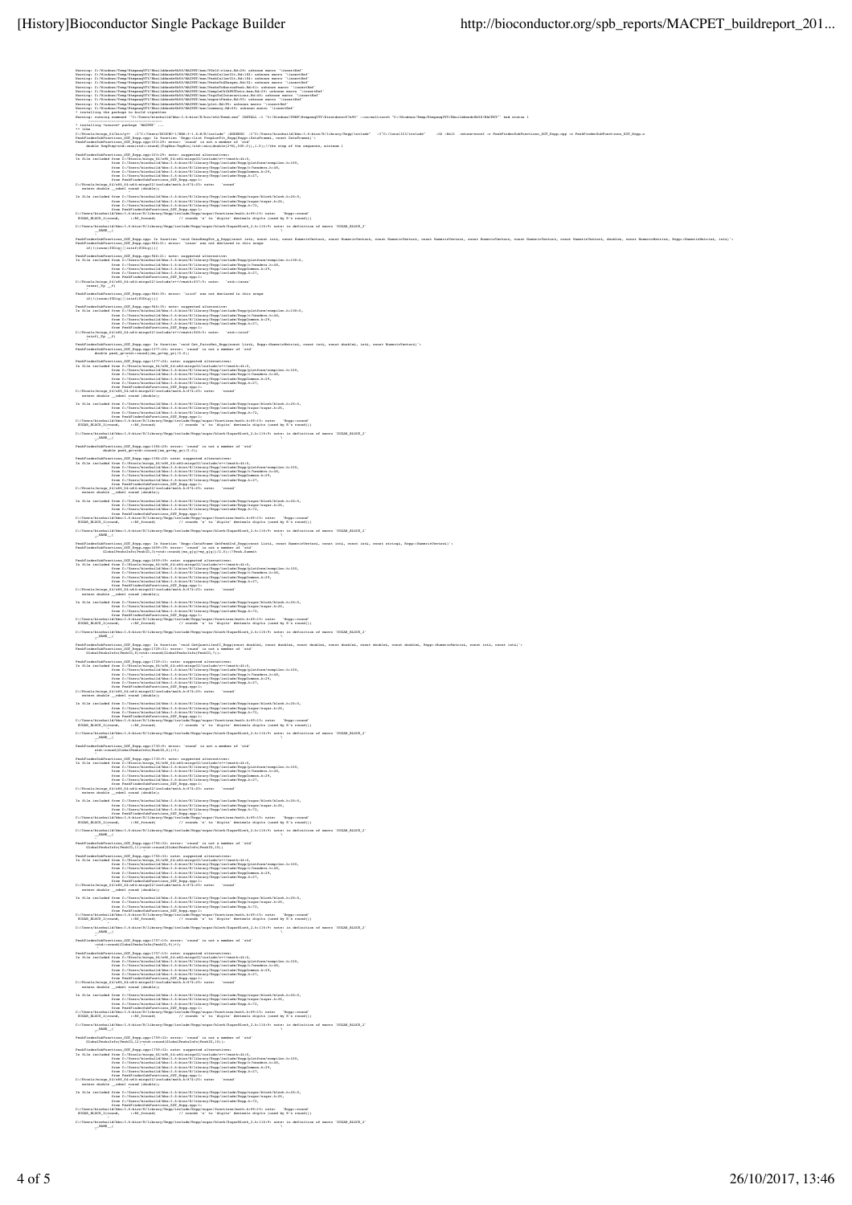```
Warning: C:/Windows/Temp/RtmpqmYTY/Rbuild4ede4b5/MACPET/man/PInteractions-class.Rd:23: unknown macro '\insertRef'
Warning: C:/Windows/Temp/RtmpqmYTY/Rbuild4ede4b5/MACPET/man/PeakCallerUlt.Rd:32: unknown macro '\insertRef'
Warning: C:/Windows/Temp/RtmpqmYTY/Rbuild4ede4b5/MACPET/man/PeakCallerUlt.Rd:36: unknown macro '\insertRef'
Warning: C:/Windows/Temp/RtmpqmYTY/Rbuild4ede4b5/MACPET/man/PeaksToGNranges.Rd:32: unknown macro '\insertRef'
Warning: C:/Windows/Temp/RtmpqmYTY/Rbuild4ede4b5/MACPET/man/PeaksToNarrowPeak.Rd:31: unknown macro '\insertRef'
Warning: C:/Windows/Temp/RtmpqmYTY/Rbuild4ede4b5/MACPET/man/SampleChIAPETData.bam.Rd:23: unknown macro '\insertRef'
Warning: C:/Windows/Temp/RtmpqmYTY/Rbuild4ede4b5/MACPET/man/TopPInteractions.Rd:20: unknown macro '\insertRef'
Warning: C:/Windows/Temp/RtmpqmYTY/Rbuild4ede4b5/MACPET/man/exportPeaks.Rd:55: unknown macro '\insertRef'
Warning: C:/Windows/Temp/RtmpqmYTY/Rbuild4ede4b5/MACPET/man/plot.Rd:85: unknown macro '\insertRef'
Warning: C:/Windows/Temp/RtmpqmYTY/Rbuild4ede4b5/MACPET/man/summary.Rd:45: unknown macro '\insertRef'
* installing the package to build vignettes
Warning: running command '"C:/Users/biocbuild/bbs-3.6-bioc/R/bin/x64/Rcmd.exe" INSTALL -l "C:\Windows\TEMP\RtmpqmYTY\Rinst4ede4b5" --no-multiarch "C:\Windows\Temp\RtmpqmYTY\Rbuild4ede4b5\MACPET"' had status 1
      -----------------------------------
* installing *source* package 'MACPET' ...
** libs
PeakFinderSubFunctions_SGT_Rcpp.cpp: In function 'Rcpp::List FrequentFit_Rcpp(Rcpp::DataFrame, const DataFrame&)':
PeakFinderSubFunctions_SGT_Rcpp.cpp:103:29: error: 'round' is not a member of 'std'

PeakFinderSubFunctions_SGT_Rcpp.cpp:103:29: note: suggested alternatives:
In file included from C:/Rtools/mingw_64/x86_64-w64-mingw32/include/c++/cmath:42:0,
                 from PeakFinderSubFunctions_SGT_Rcpp.cpp:1:
  extern double __cdecl round (double);

PeakFinderSubFunctions_SGT_Rcpp.cpp:926:21: error: 'isnan' was not declared in this scope
PeakFinderSubFunctions_SGT_Rcpp.cpp:926:35: error: 'isinf' was not declared in this scope

PeakFinderSubFunctions_SGT_Rcpp.cpp:1177:24: error: 'round' is not a member of 'std'
PeakFinderSubFunctions_SGT_Rcpp.cpp:1186:28: error: 'round' is not a member of 'std'
PeakFinderSubFunctions_SGT_Rcpp.cpp:1659:39: error: 'round' is not a member of 'std'
PeakFinderSubFunctions_SGT_Rcpp.cpp:1729:31: error: 'round' is not a member of 'std'
PeakFinderSubFunctions_SGT_Rcpp.cpp:1730:9: error: 'round' is not a member of 'std'
PeakFinderSubFunctions_SGT_Rcpp.cpp:1756:12: error: 'round' is not a member of 'std'
PeakFinderSubFunctions_SGT_Rcpp.cpp:1757:10: error: 'round' is not a member of 'std'
PeakFinderSubFunctions_SGT_Rcpp.cpp:1759:12: error: 'round' is not a member of 'std'

C:/Users/biocbuild/bbs-3.6-bioc/R/library/Rcpp/include/Rcpp/sugar/block/SugarBlock_2.h:116:9: note: in definition of macro 'SUGAR_BLOCK_2'
   __NAME__(
```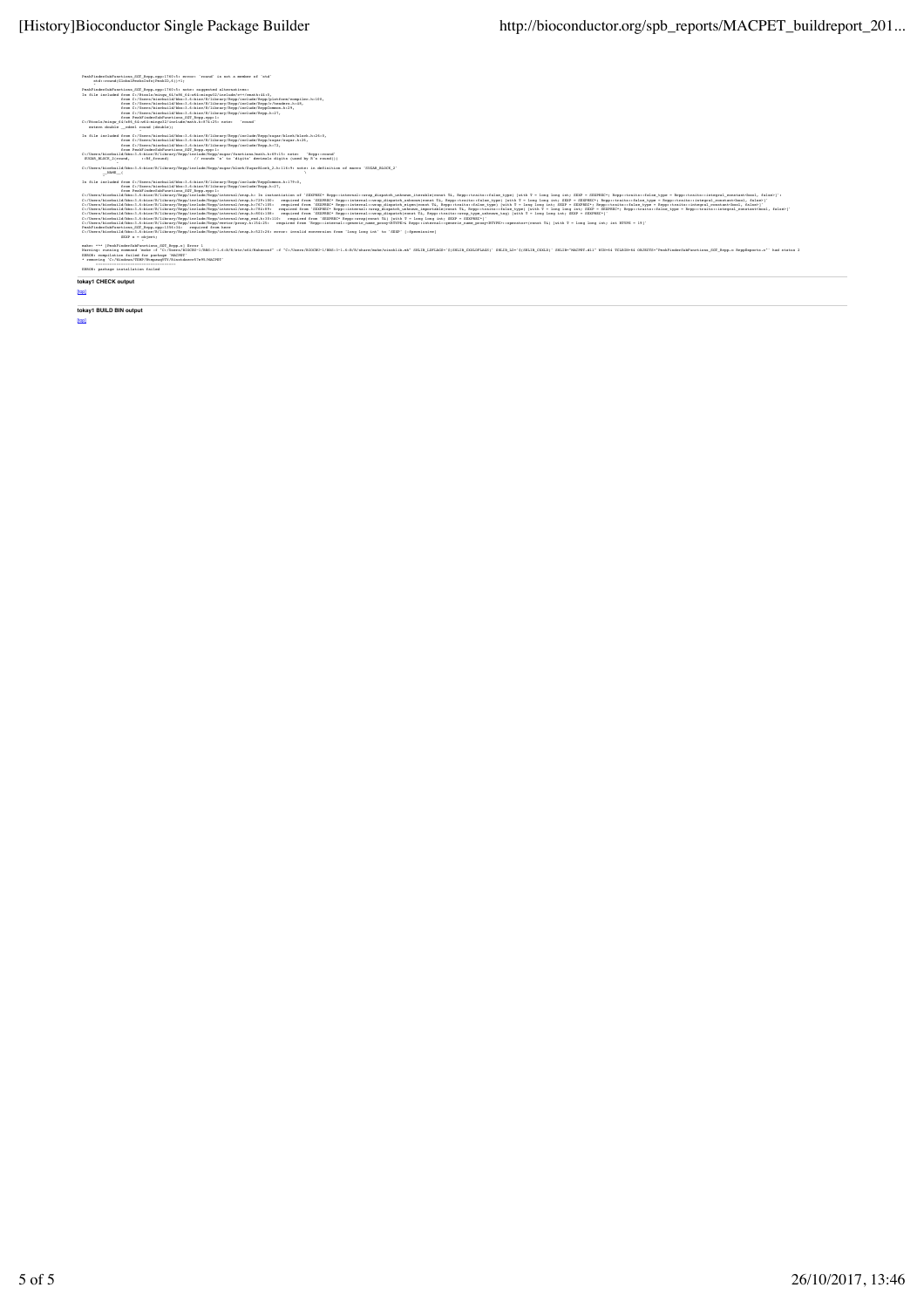```
PeakFinderSubFunctions_SGT_Rcpp.cpp:1760:5: error: 'round' is not a member of 'std'
     std::round(GlobalPeaksInfo(PeakID,6))+1;
     ^
PeakFinderSubFunctions_SGT_Rcpp.cpp:1760:5: note: suggested alternatives:
In file included from C:/Rtools/mingw_64/x86_64-w64-mingw32/include/c++/cmath:44:0,
                 from C:/Users/biocbuild/bbs-3.6-bioc/R/library/Rcpp/include/Rcpp/platform/compiler.h:100,
                 from C:/Users/biocbuild/bbs-3.6-bioc/R/library/Rcpp/include/Rcpp/r/headers.h:48,
                 from C:/Users/biocbuild/bbs-3.6-bioc/R/library/Rcpp/include/RcppCommon.h:29,
                 from C:/Users/biocbuild/bbs-3.6-bioc/R/library/Rcpp/include/Rcpp.h:27,
                 from PeakFinderSubFunctions_SGT_Rcpp.cpp:1:
C:/Rtools/mingw_64/x86_64-w64-mingw32/include/math.h:874:25: note:   'round'
   extern double __cdecl round (double);
                         ^
In file included from C:/Users/biocbuild/bbs-3.6-bioc/R/library/Rcpp/include/Rcpp/sugar/block/block.h:26:0,
                 from C:/Users/biocbuild/bbs-3.6-bioc/R/library/Rcpp/include/Rcpp/sugar/sugar.h:26,
                 from C:/Users/biocbuild/bbs-3.6-bioc/R/library/Rcpp/include/Rcpp.h:72,
                 from PeakFinderSubFunctions_SGT_Rcpp.cpp:1:
C:/Users/biocbuild/bbs-3.6-bioc/R/library/Rcpp/include/Rcpp/sugar/functions/math.h:49:15: note:   'Rcpp::round'
 SUGAR_BLOCK_2(round,      ::Rf_fround)        // rounds 'x' to 'digits' decimals digits (used by R's round())

C:/Users/biocbuild/bbs-3.6-bioc/R/library/Rcpp/include/Rcpp/sugar/block/SugarBlock_2.h:116:9: note: in definition of macro 'SUGAR_BLOCK_2'
   __NAME__(                                                                  \
   ^
In file included from C:/Users/biocbuild/bbs-3.6-bioc/R/library/Rcpp/include/RcppCommon.h:179:0,
                 from C:/Users/biocbuild/bbs-3.6-bioc/R/library/Rcpp/include/Rcpp.h:27,
                 from PeakFinderSubFunctions_SGT_Rcpp.cpp:1:
C:/Users/biocbuild/bbs-3.6-bioc/R/library/Rcpp/include/Rcpp/internal/wrap.h: In instantiation of 'SEXPREC* Rcpp::internal::wrap_dispatch_unknown_iterable(const T&, Rcpp::traits::false_type) [with T = long long int; SEXP = SEXPREC*; Rcpp::traits::false_type = Rcpp::traits::integral_constant<bool, false>]':
C:/Users/biocbuild/bbs-3.6-bioc/R/library/Rcpp/include/Rcpp/internal/wrap.h:729:30:   required from 'SEXPREC* Rcpp::internal::wrap_dispatch_unknown(const T&, Rcpp::traits::false_type) [with T = long long int; SEXP = SEXPREC*; Rcpp::traits::false_type = Rcpp::traits::integral_constant<bool, false>]'
C:/Users/biocbuild/bbs-3.6-bioc/R/library/Rcpp/include/Rcpp/internal/wrap.h:767:105:   required from 'SEXPREC* Rcpp::internal::wrap_dispatch_eigen(const T&, Rcpp::traits::false_type) [with T = long long int; SEXP = SEXPREC*; Rcpp::traits::false_type = Rcpp::traits::integral_constant<bool, false>]'
C:/Users/biocbuild/bbs-3.6-bioc/R/library/Rcpp/include/Rcpp/internal/wrap.h:784:49:   required from 'SEXPREC* Rcpp::internal::wrap_dispatch_unknown_importable(const T&, Rcpp::traits::false_type) [with T = long long int; SEXP = SEXPREC*; Rcpp::traits::false_type = Rcpp::traits::integral_constant<bool, false>]'
C:/Users/biocbuild/bbs-3.6-bioc/R/library/Rcpp/include/Rcpp/internal/wrap.h:806:108:   required from 'SEXPREC* Rcpp::internal::wrap_dispatch(const T&, Rcpp::traits::wrap_type_unknown_tag) [with T = long long int; SEXP = SEXPREC*]'
C:/Users/biocbuild/bbs-3.6-bioc/R/library/Rcpp/include/Rcpp/internal/wrap_end.h:35:110:   required from 'SEXPREC* Rcpp::wrap(const T&) [with T = long long int; SEXP = SEXPREC*]'
C:/Users/biocbuild/bbs-3.6-bioc/R/library/Rcpp/include/Rcpp/vector/proxy.h:154:25:   required from 'Rcpp::internal::generic_name_proxy<RTYPE>& Rcpp::internal::generic_name_proxy<RTYPE>::operator=(const T&) [with T = long long int; int RTYPE = 19]'
PeakFinderSubFunctions_SGT_Rcpp.cpp:1356:52:   required from here
C:/Users/biocbuild/bbs-3.6-bioc/R/library/Rcpp/include/Rcpp/internal/wrap.h:523:26: error: invalid conversion from 'long long int' to 'SEXP' [-fpermissive]
         SEXP x = object;
                  ^
make: *** [PeakFinderSubFunctions_SGT_Rcpp.o] Error 1
Warning: running command 'make -f "C:/Users/BIOCBU~1/BBS-3~1.6-B/R/etc/x64/Makeconf" -f "C:/Users/BIOCBU~1/BBS-3~1.6-B/R/share/make/winshlib.mk" SHLIB_LDFLAGS='$(SHLIB_CXXLDFLAGS)' SHLIB_LD='$(SHLIB_CXXLD)' SHLIB="MACPET.dll" WIN=64 TCLBIN=64 OBJECTS="PeakFinderSubFunctions_SGT_Rcpp.o RcppExports.o"' had status 2
ERROR: compilation failed for package 'MACPET'
* removing 'C:/Windows/TEMP/RtmpmqTT3/biocdance5/R/MACPET'
      ~~~~~~~~~~~~~~~~~~~~~~~~~~~~~~~~~~~~~~~~~~
ERROR: package installation failed
```

**tokay1 CHECK output**

[top]

**tokay1 BUILD BIN output**

[top]